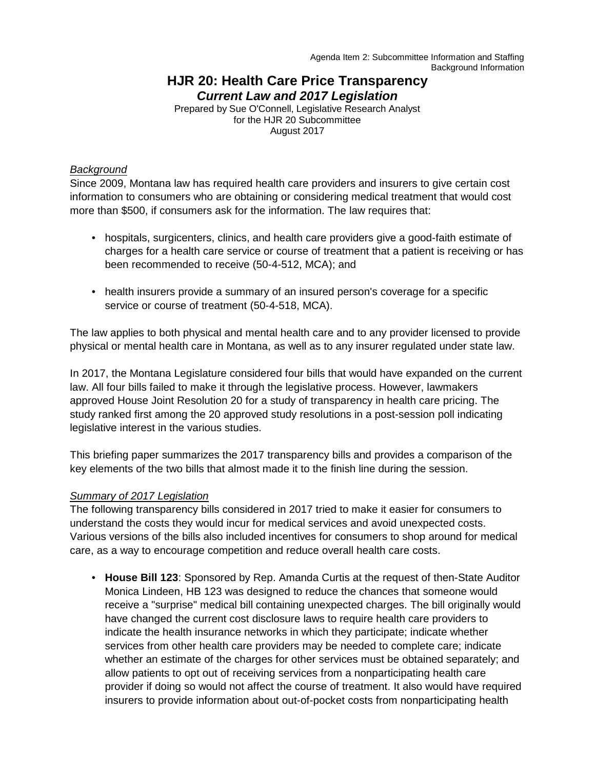Agenda Item 2: Subcommittee Information and Staffing
Background Information

# HJR 20: Health Care Price Transparency

## *Current Law and 2017 Legislation*

Prepared by Sue O'Connell, Legislative Research Analyst
for the HJR 20 Subcommittee
August 2017

<u>*Background*</u>

Since 2009, Montana law has required health care providers and insurers to give certain cost information to consumers who are obtaining or considering medical treatment that would cost more than $500, if consumers ask for the information. The law requires that:

- hospitals, surgicenters, clinics, and health care providers give a good-faith estimate of charges for a health care service or course of treatment that a patient is receiving or has been recommended to receive (50-4-512, MCA); and
- health insurers provide a summary of an insured person's coverage for a specific service or course of treatment (50-4-518, MCA).

The law applies to both physical and mental health care and to any provider licensed to provide physical or mental health care in Montana, as well as to any insurer regulated under state law.

In 2017, the Montana Legislature considered four bills that would have expanded on the current law. All four bills failed to make it through the legislative process. However, lawmakers approved House Joint Resolution 20 for a study of transparency in health care pricing. The study ranked first among the 20 approved study resolutions in a post-session poll indicating legislative interest in the various studies.

This briefing paper summarizes the 2017 transparency bills and provides a comparison of the key elements of the two bills that almost made it to the finish line during the session.

<u>*Summary of 2017 Legislation*</u>

The following transparency bills considered in 2017 tried to make it easier for consumers to understand the costs they would incur for medical services and avoid unexpected costs. Various versions of the bills also included incentives for consumers to shop around for medical care, as a way to encourage competition and reduce overall health care costs.

- **House Bill 123**: Sponsored by Rep. Amanda Curtis at the request of then-State Auditor Monica Lindeen, HB 123 was designed to reduce the chances that someone would receive a "surprise" medical bill containing unexpected charges. The bill originally would have changed the current cost disclosure laws to require health care providers to indicate the health insurance networks in which they participate; indicate whether services from other health care providers may be needed to complete care; indicate whether an estimate of the charges for other services must be obtained separately; and allow patients to opt out of receiving services from a nonparticipating health care provider if doing so would not affect the course of treatment. It also would have required insurers to provide information about out-of-pocket costs from nonparticipating health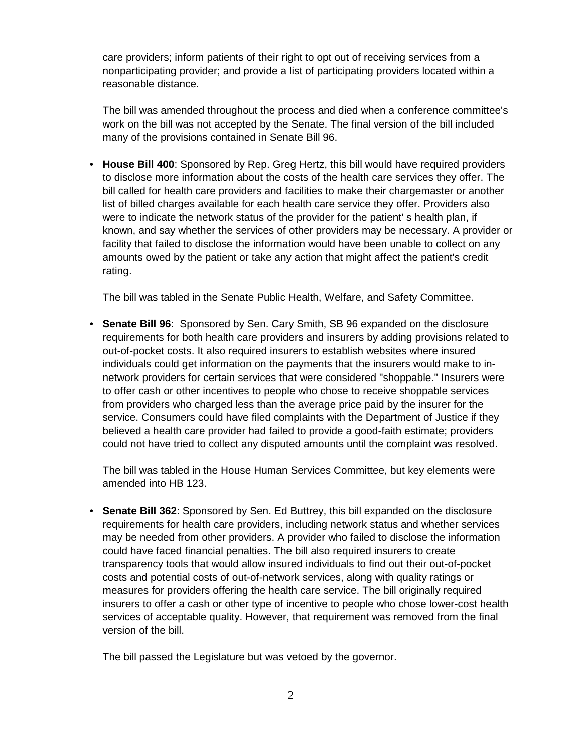care providers; inform patients of their right to opt out of receiving services from a nonparticipating provider; and provide a list of participating providers located within a reasonable distance.

The bill was amended throughout the process and died when a conference committee's work on the bill was not accepted by the Senate. The final version of the bill included many of the provisions contained in Senate Bill 96.

- **House Bill 400**: Sponsored by Rep. Greg Hertz, this bill would have required providers to disclose more information about the costs of the health care services they offer. The bill called for health care providers and facilities to make their chargemaster or another list of billed charges available for each health care service they offer. Providers also were to indicate the network status of the provider for the patient' s health plan, if known, and say whether the services of other providers may be necessary. A provider or facility that failed to disclose the information would have been unable to collect on any amounts owed by the patient or take any action that might affect the patient's credit rating.

  The bill was tabled in the Senate Public Health, Welfare, and Safety Committee.

- **Senate Bill 96**: Sponsored by Sen. Cary Smith, SB 96 expanded on the disclosure requirements for both health care providers and insurers by adding provisions related to out-of-pocket costs. It also required insurers to establish websites where insured individuals could get information on the payments that the insurers would make to in-network providers for certain services that were considered "shoppable." Insurers were to offer cash or other incentives to people who chose to receive shoppable services from providers who charged less than the average price paid by the insurer for the service. Consumers could have filed complaints with the Department of Justice if they believed a health care provider had failed to provide a good-faith estimate; providers could not have tried to collect any disputed amounts until the complaint was resolved.

  The bill was tabled in the House Human Services Committee, but key elements were amended into HB 123.

- **Senate Bill 362**: Sponsored by Sen. Ed Buttrey, this bill expanded on the disclosure requirements for health care providers, including network status and whether services may be needed from other providers. A provider who failed to disclose the information could have faced financial penalties. The bill also required insurers to create transparency tools that would allow insured individuals to find out their out-of-pocket costs and potential costs of out-of-network services, along with quality ratings or measures for providers offering the health care service. The bill originally required insurers to offer a cash or other type of incentive to people who chose lower-cost health services of acceptable quality. However, that requirement was removed from the final version of the bill.

  The bill passed the Legislature but was vetoed by the governor.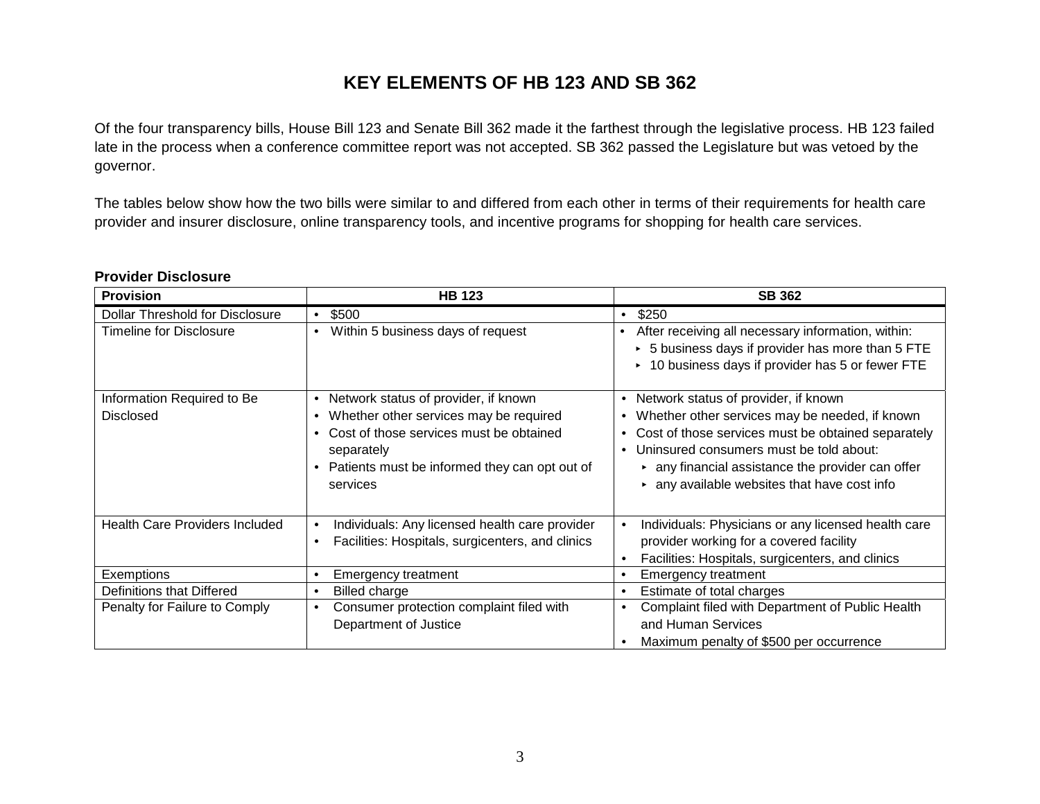# KEY ELEMENTS OF HB 123 AND SB 362

Of the four transparency bills, House Bill 123 and Senate Bill 362 made it the farthest through the legislative process. HB 123 failed late in the process when a conference committee report was not accepted. SB 362 passed the Legislature but was vetoed by the governor.

The tables below show how the two bills were similar to and differed from each other in terms of their requirements for health care provider and insurer disclosure, online transparency tools, and incentive programs for shopping for health care services.

**Provider Disclosure**

| Provision | HB 123 | SB 362 |
|---|---|---|
| Dollar Threshold for Disclosure | • $500 | • $250 |
| Timeline for Disclosure | • Within 5 business days of request | • After receiving all necessary information, within:<br>‣ 5 business days if provider has more than 5 FTE<br>‣ 10 business days if provider has 5 or fewer FTE |
| Information Required to Be Disclosed | • Network status of provider, if known<br>• Whether other services may be required<br>• Cost of those services must be obtained separately<br>• Patients must be informed they can opt out of services | • Network status of provider, if known<br>• Whether other services may be needed, if known<br>• Cost of those services must be obtained separately<br>• Uninsured consumers must be told about:<br>‣ any financial assistance the provider can offer<br>‣ any available websites that have cost info |
| Health Care Providers Included | • Individuals: Any licensed health care provider<br>• Facilities: Hospitals, surgicenters, and clinics | • Individuals: Physicians or any licensed health care provider working for a covered facility<br>• Facilities: Hospitals, surgicenters, and clinics |
| Exemptions | • Emergency treatment | • Emergency treatment |
| Definitions that Differed | • Billed charge | • Estimate of total charges |
| Penalty for Failure to Comply | • Consumer protection complaint filed with Department of Justice | • Complaint filed with Department of Public Health and Human Services<br>• Maximum penalty of $500 per occurrence |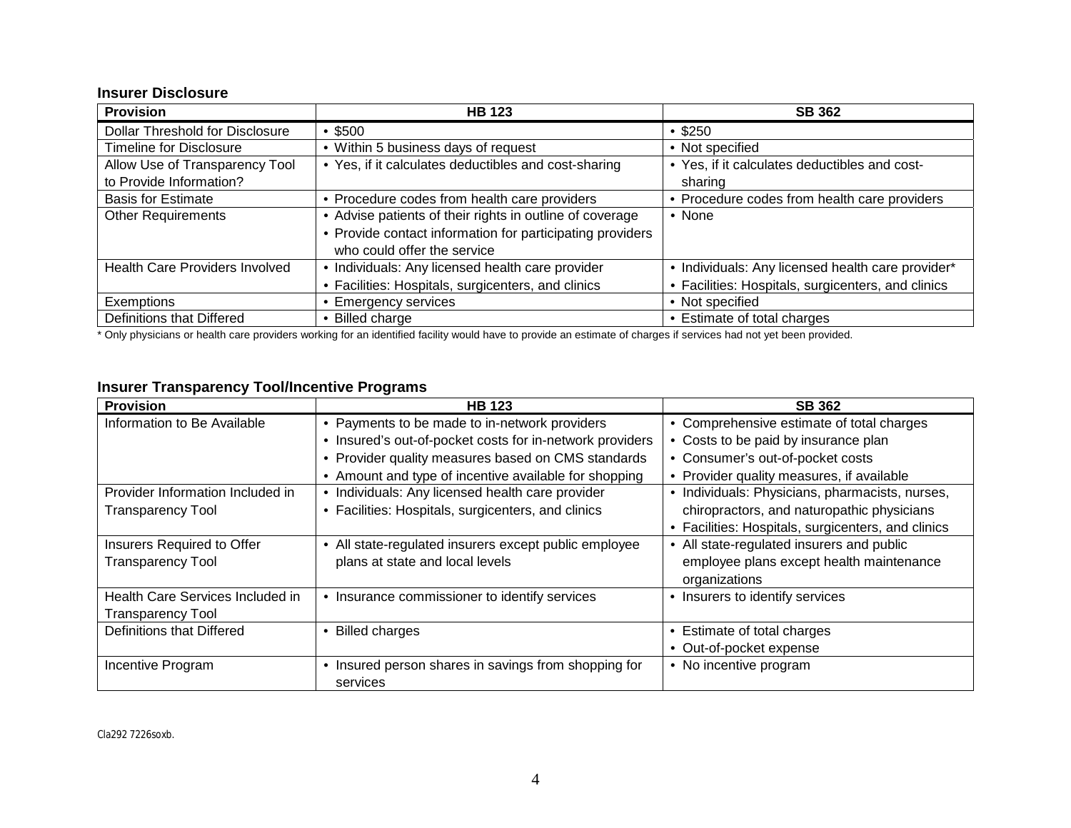### Insurer Disclosure

| Provision | HB 123 | SB 362 |
|---|---|---|
| Dollar Threshold for Disclosure | • $500 | • $250 |
| Timeline for Disclosure | • Within 5 business days of request | • Not specified |
| Allow Use of Transparency Tool to Provide Information? | • Yes, if it calculates deductibles and cost-sharing | • Yes, if it calculates deductibles and cost-sharing |
| Basis for Estimate | • Procedure codes from health care providers | • Procedure codes from health care providers |
| Other Requirements | • Advise patients of their rights in outline of coverage<br>• Provide contact information for participating providers who could offer the service | • None |
| Health Care Providers Involved | • Individuals: Any licensed health care provider<br>• Facilities: Hospitals, surgicenters, and clinics | • Individuals: Any licensed health care provider*<br>• Facilities: Hospitals, surgicenters, and clinics |
| Exemptions | • Emergency services | • Not specified |
| Definitions that Differed | • Billed charge | • Estimate of total charges |

* Only physicians or health care providers working for an identified facility would have to provide an estimate of charges if services had not yet been provided.

### Insurer Transparency Tool/Incentive Programs

| Provision | HB 123 | SB 362 |
|---|---|---|
| Information to Be Available | • Payments to be made to in-network providers<br>• Insured's out-of-pocket costs for in-network providers<br>• Provider quality measures based on CMS standards<br>• Amount and type of incentive available for shopping | • Comprehensive estimate of total charges<br>• Costs to be paid by insurance plan<br>• Consumer's out-of-pocket costs<br>• Provider quality measures, if available |
| Provider Information Included in Transparency Tool | • Individuals: Any licensed health care provider<br>• Facilities: Hospitals, surgicenters, and clinics | • Individuals: Physicians, pharmacists, nurses, chiropractors, and naturopathic physicians<br>• Facilities: Hospitals, surgicenters, and clinics |
| Insurers Required to Offer Transparency Tool | • All state-regulated insurers except public employee plans at state and local levels | • All state-regulated insurers and public employee plans except health maintenance organizations |
| Health Care Services Included in Transparency Tool | • Insurance commissioner to identify services | • Insurers to identify services |
| Definitions that Differed | • Billed charges | • Estimate of total charges<br>• Out-of-pocket expense |
| Incentive Program | • Insured person shares in savings from shopping for services | • No incentive program |

Cla292 7226soxb.